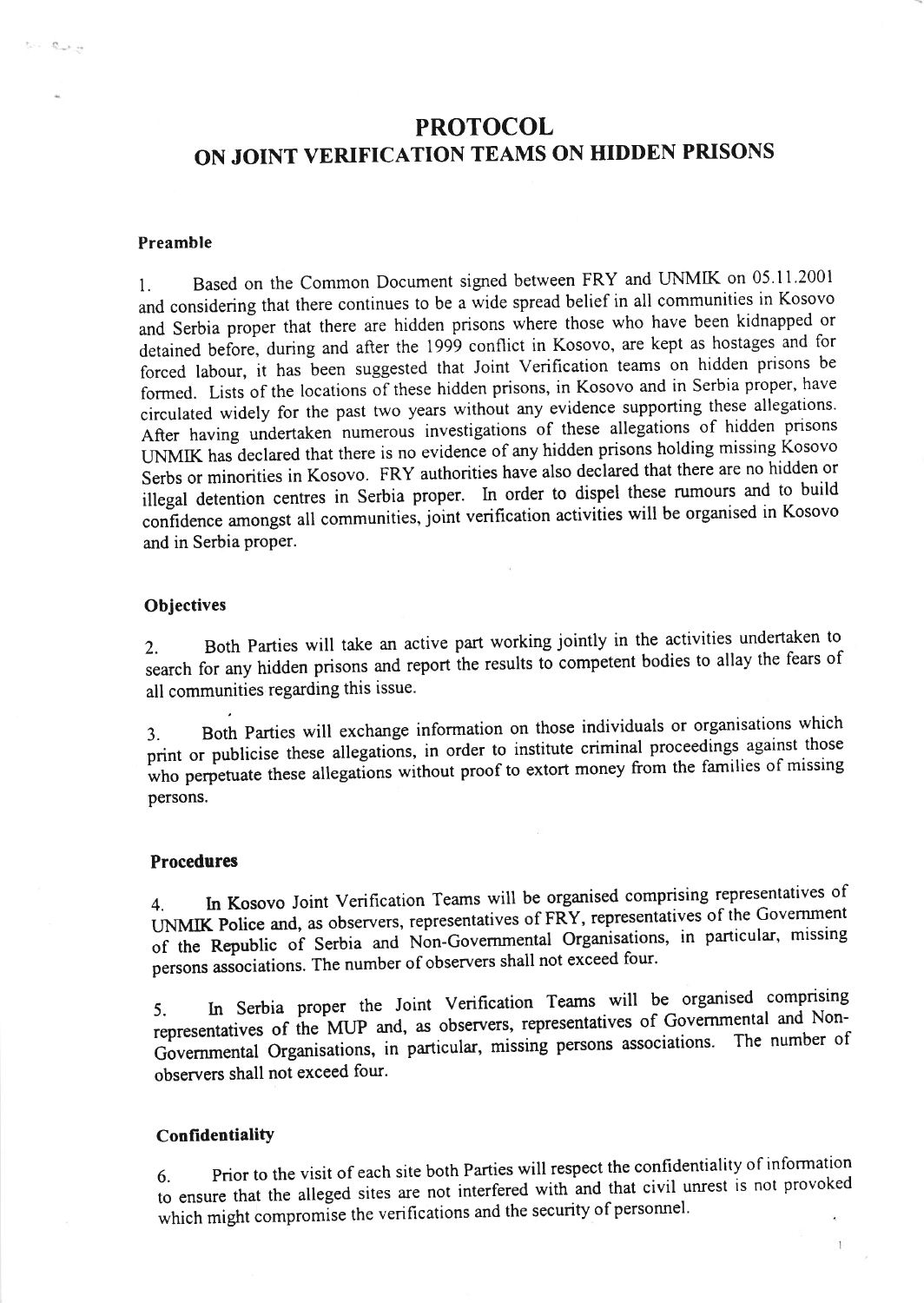# PROTOCOL
# ON JOINT VERIFICATION TEAMS ON HIDDEN PRISONS

## Preamble

1. Based on the Common Document signed between FRY and UNMIK on 05.11.2001 and considering that there continues to be a wide spread belief in all communities in Kosovo and Serbia proper that there are hidden prisons where those who have been kidnapped or detained before, during and after the 1999 conflict in Kosovo, are kept as hostages and for forced labour, it has been suggested that Joint Verification teams on hidden prisons be formed. Lists of the locations of these hidden prisons, in Kosovo and in Serbia proper, have circulated widely for the past two years without any evidence supporting these allegations. After having undertaken numerous investigations of these allegations of hidden prisons UNMIK has declared that there is no evidence of any hidden prisons holding missing Kosovo Serbs or minorities in Kosovo. FRY authorities have also declared that there are no hidden or illegal detention centres in Serbia proper. In order to dispel these rumours and to build confidence amongst all communities, joint verification activities will be organised in Kosovo and in Serbia proper.

## Objectives

2. Both Parties will take an active part working jointly in the activities undertaken to search for any hidden prisons and report the results to competent bodies to allay the fears of all communities regarding this issue.

3. Both Parties will exchange information on those individuals or organisations which print or publicise these allegations, in order to institute criminal proceedings against those who perpetuate these allegations without proof to extort money from the families of missing persons.

## Procedures

4. In Kosovo Joint Verification Teams will be organised comprising representatives of UNMIK Police and, as observers, representatives of FRY, representatives of the Government of the Republic of Serbia and Non-Governmental Organisations, in particular, missing persons associations. The number of observers shall not exceed four.

5. In Serbia proper the Joint Verification Teams will be organised comprising representatives of the MUP and, as observers, representatives of Governmental and Non-Governmental Organisations, in particular, missing persons associations. The number of observers shall not exceed four.

## Confidentiality

6. Prior to the visit of each site both Parties will respect the confidentiality of information to ensure that the alleged sites are not interfered with and that civil unrest is not provoked which might compromise the verifications and the security of personnel.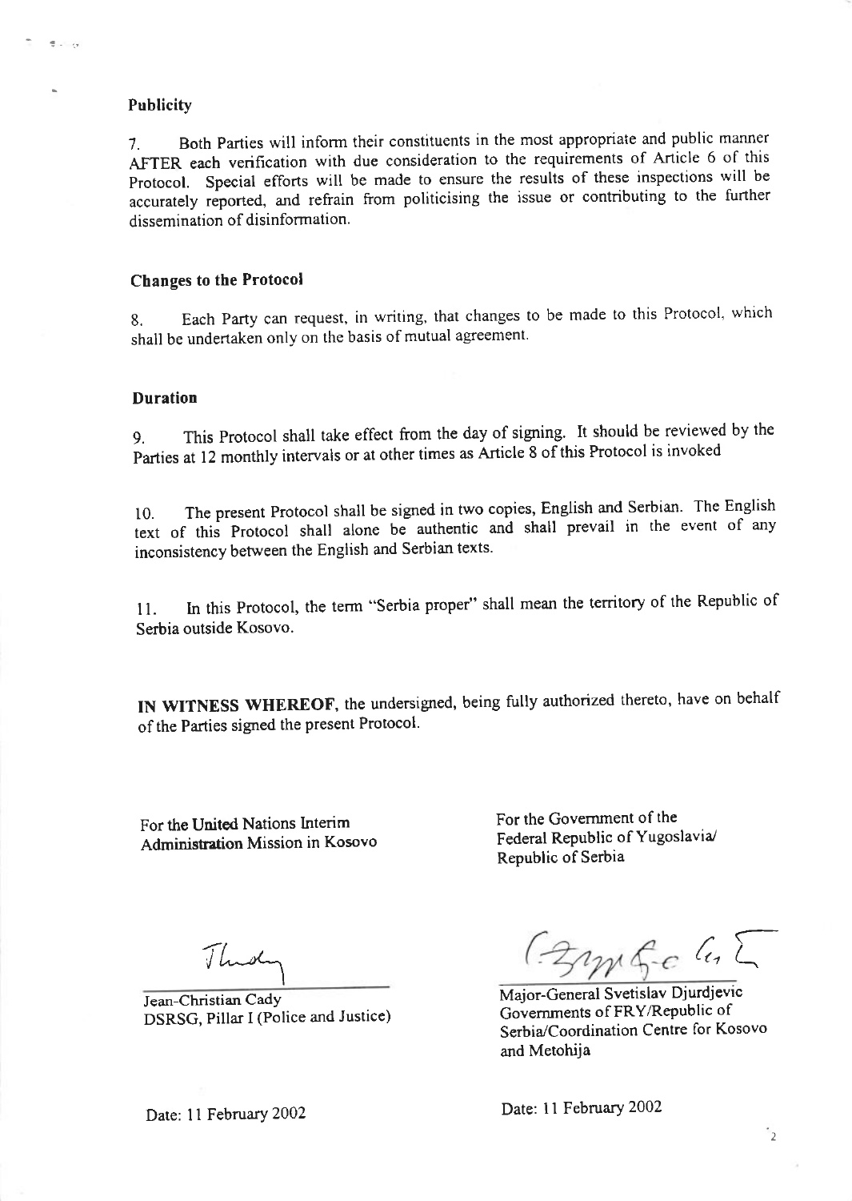**Publicity**

7. Both Parties will inform their constituents in the most appropriate and public manner AFTER each verification with due consideration to the requirements of Article 6 of this Protocol. Special efforts will be made to ensure the results of these inspections will be accurately reported, and refrain from politicising the issue or contributing to the further dissemination of disinformation.

**Changes to the Protocol**

8. Each Party can request, in writing, that changes to be made to this Protocol, which shall be undertaken only on the basis of mutual agreement.

**Duration**

9. This Protocol shall take effect from the day of signing. It should be reviewed by the Parties at 12 monthly intervals or at other times as Article 8 of this Protocol is invoked

10. The present Protocol shall be signed in two copies, English and Serbian. The English text of this Protocol shall alone be authentic and shall prevail in the event of any inconsistency between the English and Serbian texts.

11. In this Protocol, the term "Serbia proper" shall mean the territory of the Republic of Serbia outside Kosovo.

**IN WITNESS WHEREOF**, the undersigned, being fully authorized thereto, have on behalf of the Parties signed the present Protocol.

For the United Nations Interim Administration Mission in Kosovo

Jean-Christian Cady
DSRSG, Pillar I (Police and Justice)

Date: 11 February 2002

For the Government of the Federal Republic of Yugoslavia/ Republic of Serbia

Major-General Svetislav Djurdjevic
Governments of FRY/Republic of Serbia/Coordination Centre for Kosovo and Metohija

Date: 11 February 2002